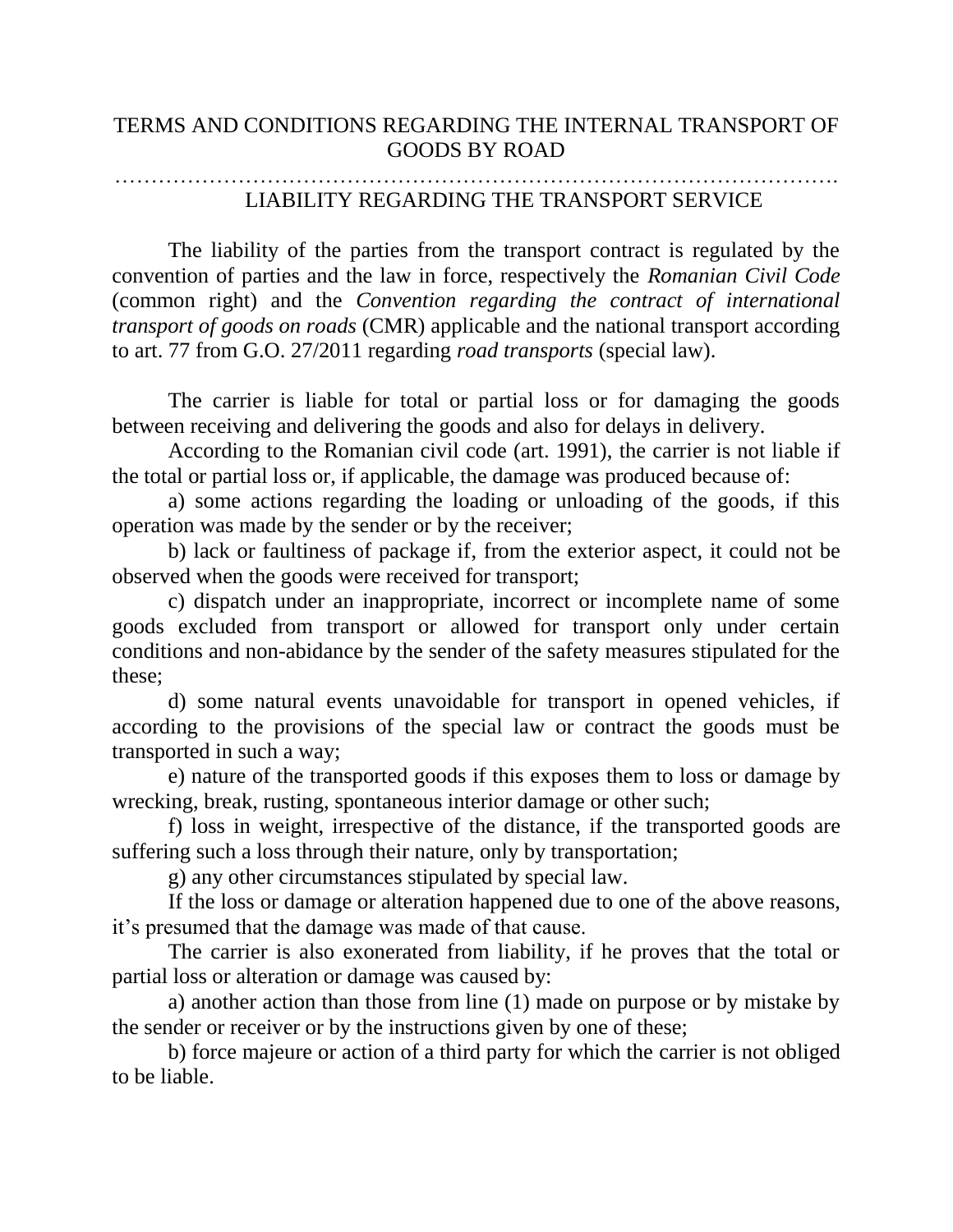# TERMS AND CONDITIONS REGARDING THE INTERNAL TRANSPORT OF GOODS BY ROAD

…………………………………………………………………………………………

## LIABILITY REGARDING THE TRANSPORT SERVICE

The liability of the parties from the transport contract is regulated by the convention of parties and the law in force, respectively the *Romanian Civil Code* (common right) and the *Convention regarding the contract of international transport of goods on roads* (CMR) applicable and the national transport according to art. 77 from G.O. 27/2011 regarding *road transports* (special law).

The carrier is liable for total or partial loss or for damaging the goods between receiving and delivering the goods and also for delays in delivery.

According to the Romanian civil code (art. 1991), the carrier is not liable if the total or partial loss or, if applicable, the damage was produced because of:

a) some actions regarding the loading or unloading of the goods, if this operation was made by the sender or by the receiver;

b) lack or faultiness of package if, from the exterior aspect, it could not be observed when the goods were received for transport;

c) dispatch under an inappropriate, incorrect or incomplete name of some goods excluded from transport or allowed for transport only under certain conditions and non-abidance by the sender of the safety measures stipulated for the these;

d) some natural events unavoidable for transport in opened vehicles, if according to the provisions of the special law or contract the goods must be transported in such a way;

e) nature of the transported goods if this exposes them to loss or damage by wrecking, break, rusting, spontaneous interior damage or other such;

f) loss in weight, irrespective of the distance, if the transported goods are suffering such a loss through their nature, only by transportation;

g) any other circumstances stipulated by special law.

If the loss or damage or alteration happened due to one of the above reasons, it's presumed that the damage was made of that cause.

The carrier is also exonerated from liability, if he proves that the total or partial loss or alteration or damage was caused by:

a) another action than those from line (1) made on purpose or by mistake by the sender or receiver or by the instructions given by one of these;

b) force majeure or action of a third party for which the carrier is not obliged to be liable.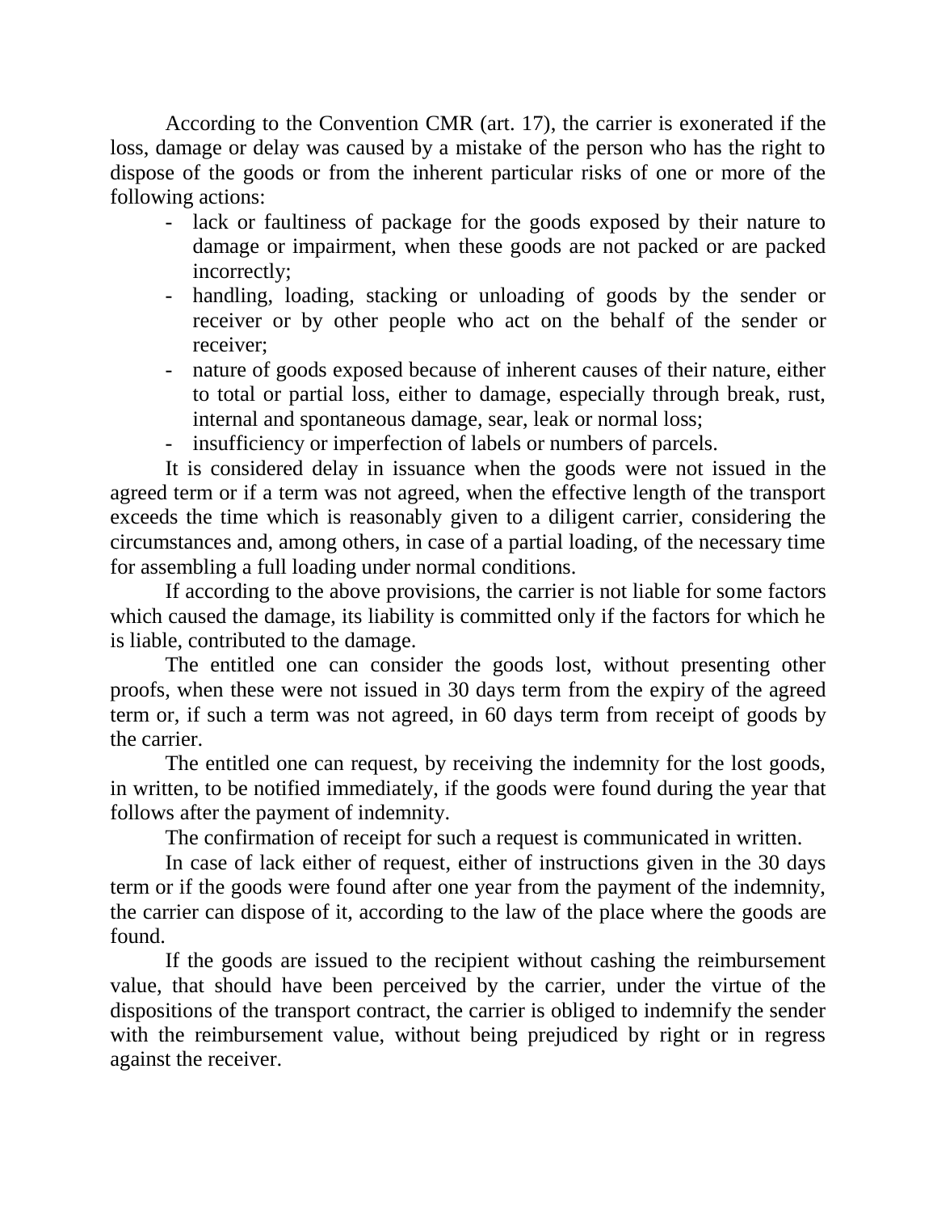According to the Convention CMR (art. 17), the carrier is exonerated if the loss, damage or delay was caused by a mistake of the person who has the right to dispose of the goods or from the inherent particular risks of one or more of the following actions:

- lack or faultiness of package for the goods exposed by their nature to damage or impairment, when these goods are not packed or are packed incorrectly;
- handling, loading, stacking or unloading of goods by the sender or receiver or by other people who act on the behalf of the sender or receiver;
- nature of goods exposed because of inherent causes of their nature, either to total or partial loss, either to damage, especially through break, rust, internal and spontaneous damage, sear, leak or normal loss;
- insufficiency or imperfection of labels or numbers of parcels.

It is considered delay in issuance when the goods were not issued in the agreed term or if a term was not agreed, when the effective length of the transport exceeds the time which is reasonably given to a diligent carrier, considering the circumstances and, among others, in case of a partial loading, of the necessary time for assembling a full loading under normal conditions.

If according to the above provisions, the carrier is not liable for some factors which caused the damage, its liability is committed only if the factors for which he is liable, contributed to the damage.

The entitled one can consider the goods lost, without presenting other proofs, when these were not issued in 30 days term from the expiry of the agreed term or, if such a term was not agreed, in 60 days term from receipt of goods by the carrier.

The entitled one can request, by receiving the indemnity for the lost goods, in written, to be notified immediately, if the goods were found during the year that follows after the payment of indemnity.

The confirmation of receipt for such a request is communicated in written.

In case of lack either of request, either of instructions given in the 30 days term or if the goods were found after one year from the payment of the indemnity, the carrier can dispose of it, according to the law of the place where the goods are found.

If the goods are issued to the recipient without cashing the reimbursement value, that should have been perceived by the carrier, under the virtue of the dispositions of the transport contract, the carrier is obliged to indemnify the sender with the reimbursement value, without being prejudiced by right or in regress against the receiver.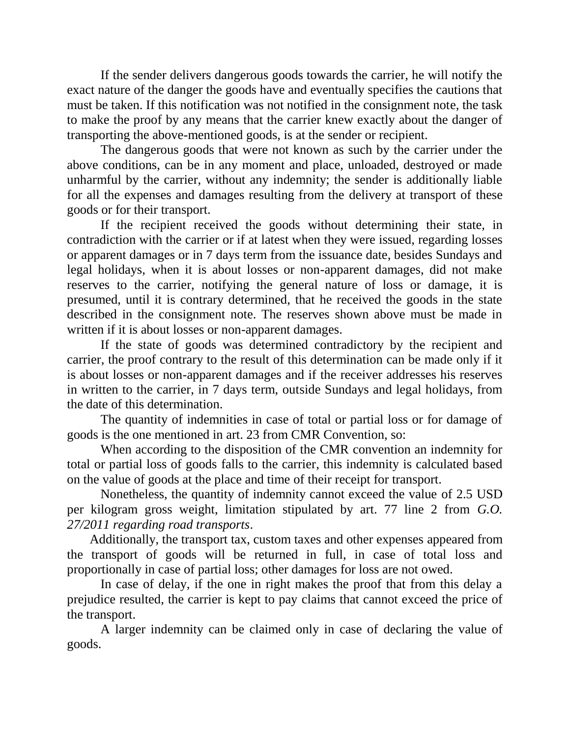If the sender delivers dangerous goods towards the carrier, he will notify the exact nature of the danger the goods have and eventually specifies the cautions that must be taken. If this notification was not notified in the consignment note, the task to make the proof by any means that the carrier knew exactly about the danger of transporting the above-mentioned goods, is at the sender or recipient.

The dangerous goods that were not known as such by the carrier under the above conditions, can be in any moment and place, unloaded, destroyed or made unharmful by the carrier, without any indemnity; the sender is additionally liable for all the expenses and damages resulting from the delivery at transport of these goods or for their transport.

If the recipient received the goods without determining their state, in contradiction with the carrier or if at latest when they were issued, regarding losses or apparent damages or in 7 days term from the issuance date, besides Sundays and legal holidays, when it is about losses or non-apparent damages, did not make reserves to the carrier, notifying the general nature of loss or damage, it is presumed, until it is contrary determined, that he received the goods in the state described in the consignment note. The reserves shown above must be made in written if it is about losses or non-apparent damages.

If the state of goods was determined contradictory by the recipient and carrier, the proof contrary to the result of this determination can be made only if it is about losses or non-apparent damages and if the receiver addresses his reserves in written to the carrier, in 7 days term, outside Sundays and legal holidays, from the date of this determination.

The quantity of indemnities in case of total or partial loss or for damage of goods is the one mentioned in art. 23 from CMR Convention, so:

When according to the disposition of the CMR convention an indemnity for total or partial loss of goods falls to the carrier, this indemnity is calculated based on the value of goods at the place and time of their receipt for transport.

Nonetheless, the quantity of indemnity cannot exceed the value of 2.5 USD per kilogram gross weight, limitation stipulated by art. 77 line 2 from *G.O. 27/2011 regarding road transports*.

Additionally, the transport tax, custom taxes and other expenses appeared from the transport of goods will be returned in full, in case of total loss and proportionally in case of partial loss; other damages for loss are not owed.

In case of delay, if the one in right makes the proof that from this delay a prejudice resulted, the carrier is kept to pay claims that cannot exceed the price of the transport.

A larger indemnity can be claimed only in case of declaring the value of goods.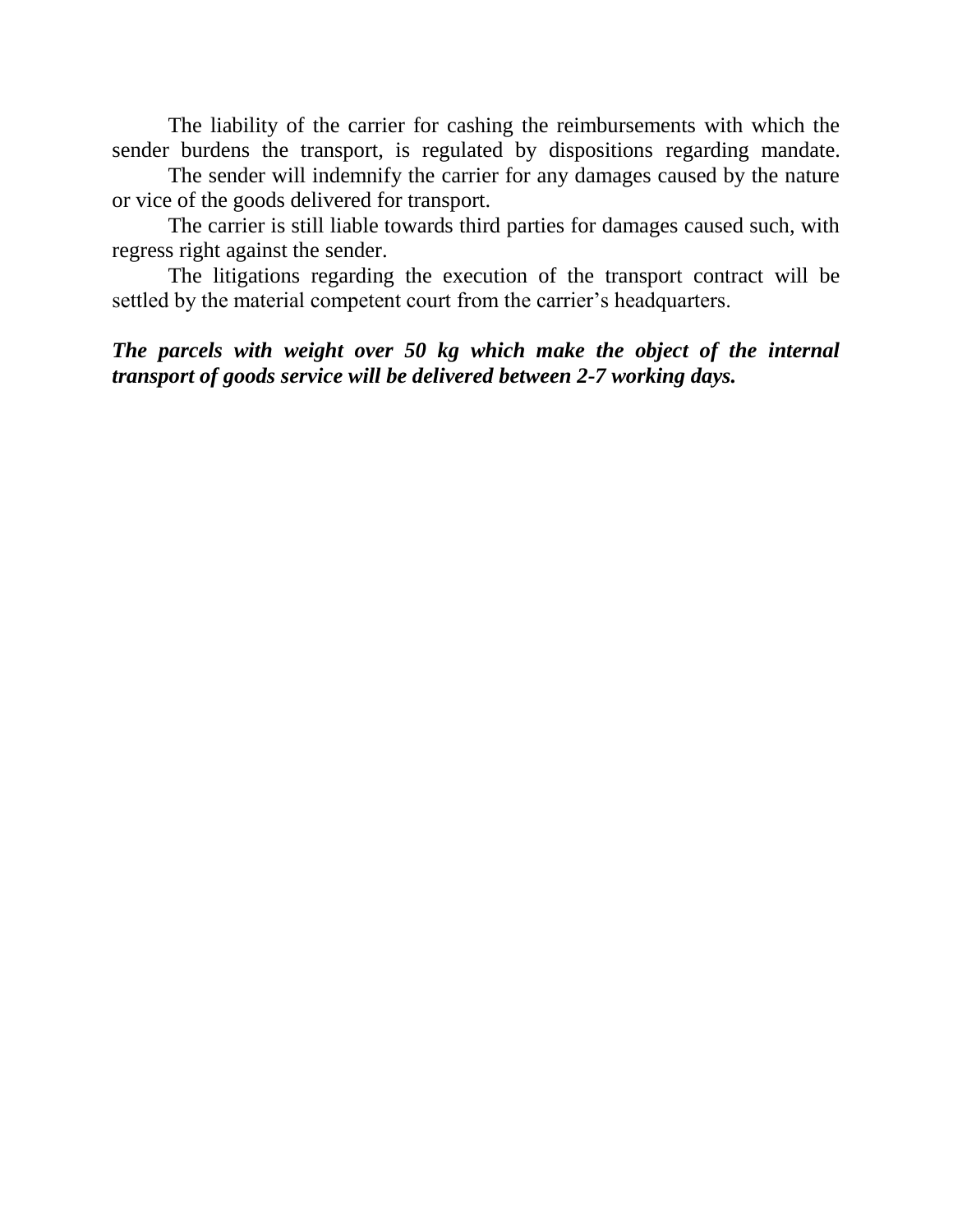The liability of the carrier for cashing the reimbursements with which the sender burdens the transport, is regulated by dispositions regarding mandate.

The sender will indemnify the carrier for any damages caused by the nature or vice of the goods delivered for transport.

The carrier is still liable towards third parties for damages caused such, with regress right against the sender.

The litigations regarding the execution of the transport contract will be settled by the material competent court from the carrier's headquarters.

***The parcels with weight over 50 kg which make the object of the internal transport of goods service will be delivered between 2-7 working days.***